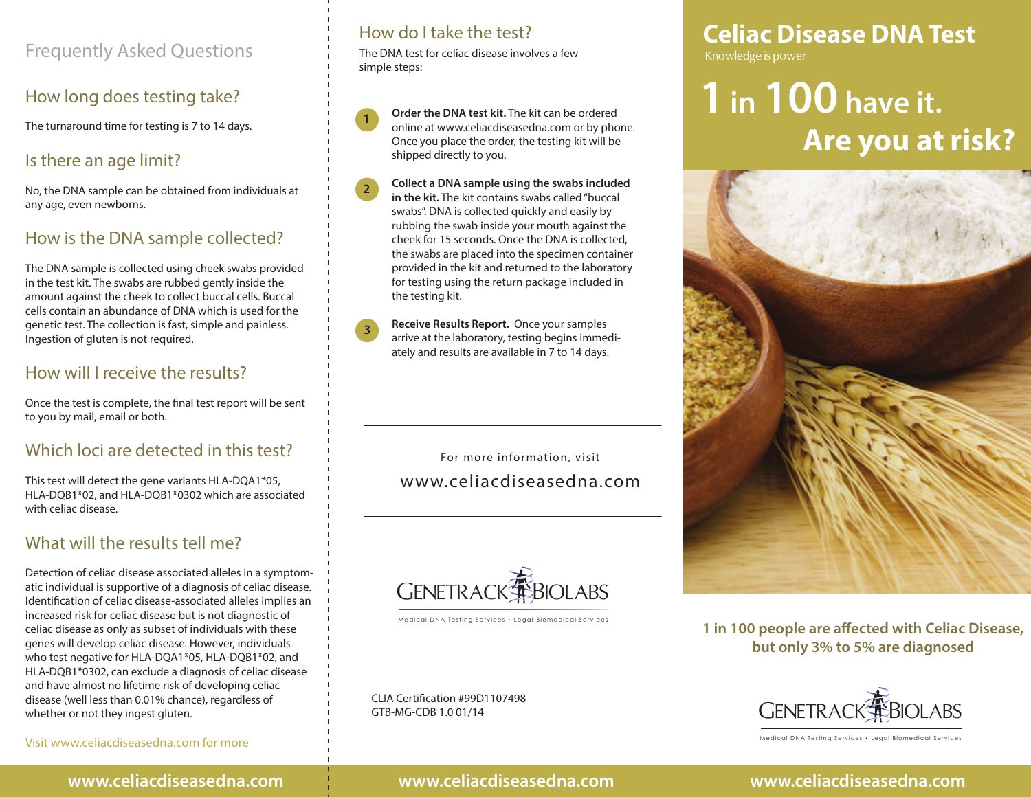## Frequently Asked Questions

### How long does testing take?

The turnaround time for testing is 7 to 14 days.

### Is there an age limit?

No, the DNA sample can be obtained from individuals at any age, even newborns.

### How is the DNA sample collected?

The DNA sample is collected using cheek swabs provided in the test kit. The swabs are rubbed gently inside the amount against the cheek to collect buccal cells. Buccal cells contain an abundance of DNA which is used for the genetic test. The collection is fast, simple and painless. Ingestion of gluten is not required.

### How will I receive the results?

Once the test is complete, the final test report will be sent to you by mail, email or both.

### Which loci are detected in this test?

This test will detect the gene variants HLA-DQA1*05, HLA-DQB1*02, and HLA-DQB1*0302 which are associated with celiac disease.

### What will the results tell me?

Detection of celiac disease associated alleles in a symptomatic individual is supportive of a diagnosis of celiac disease. Identification of celiac disease-associated alleles implies an increased risk for celiac disease but is not diagnostic of celiac disease as only as subset of individuals with these genes will develop celiac disease. However, individuals who test negative for HLA-DQA1*05, HLA-DQB1*02, and HLA-DQB1*0302, can exclude a diagnosis of celiac disease and have almost no lifetime risk of developing celiac disease (well less than 0.01% chance), regardless of whether or not they ingest gluten.

Visit www.celiacdiseasedna.com for more

www.celiacdiseasedna.com

## How do I take the test?

The DNA test for celiac disease involves a few simple steps:

1. **Order the DNA test kit.** The kit can be ordered online at www.celiacdiseasedna.com or by phone. Once you place the order, the testing kit will be shipped directly to you.
2. **Collect a DNA sample using the swabs included in the kit.** The kit contains swabs called "buccal swabs". DNA is collected quickly and easily by rubbing the swab inside your mouth against the cheek for 15 seconds. Once the DNA is collected, the swabs are placed into the specimen container provided in the kit and returned to the laboratory for testing using the return package included in the testing kit.
3. **Receive Results Report.** Once your samples arrive at the laboratory, testing begins immediately and results are available in 7 to 14 days.

For more information, visit

www.celiacdiseasedna.com

GENETRACK BIOLABS

Medical DNA Testing Services • Legal Biomedical Services

CLIA Certification #99D1107498
GTB-MG-CDB 1.0 01/14

www.celiacdiseasedna.com

# Celiac Disease DNA Test

Knowledge is power

## 1 in 100 have it. Are you at risk?

**1 in 100 people are affected with Celiac Disease, but only 3% to 5% are diagnosed**

GENETRACK BIOLABS

Medical DNA Testing Services • Legal Biomedical Services

www.celiacdiseasedna.com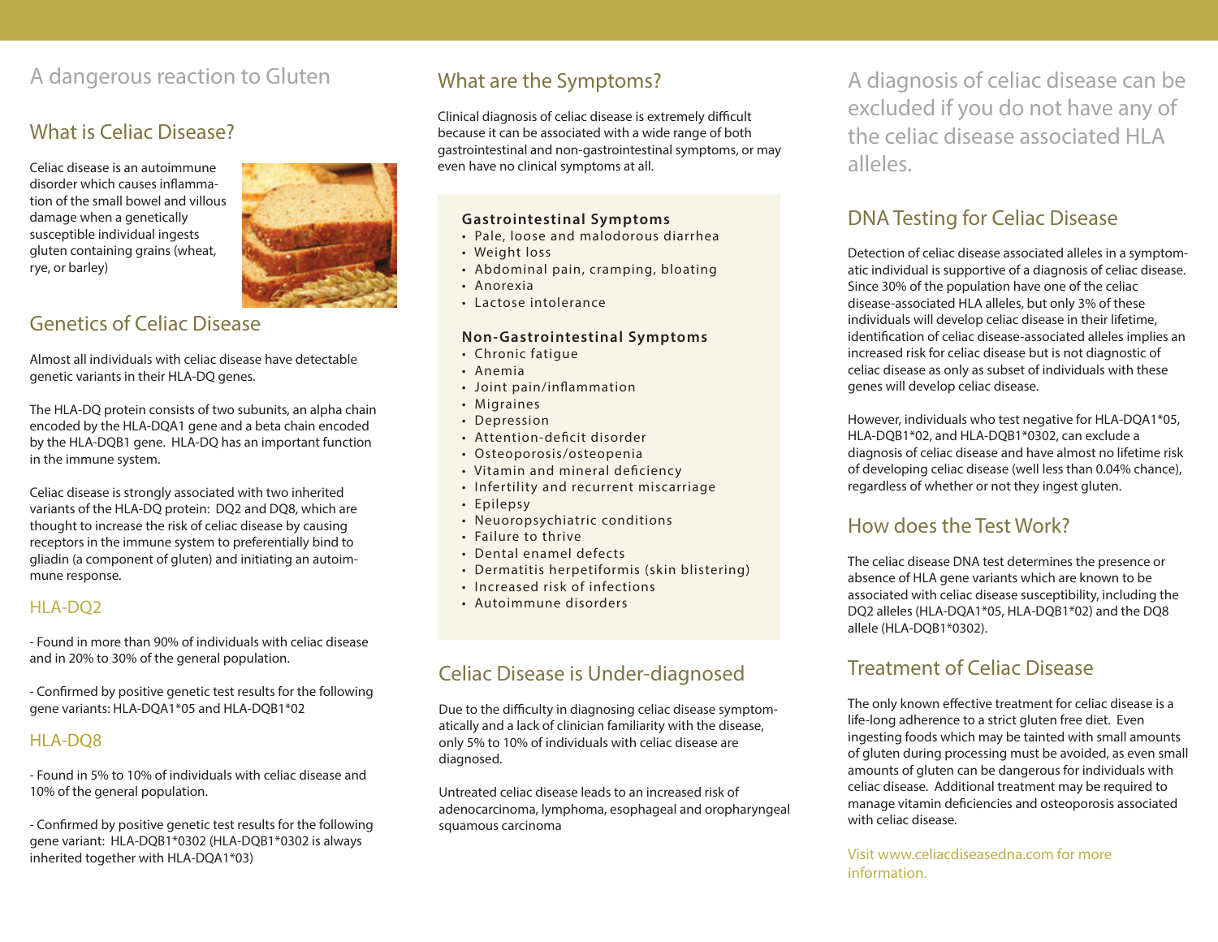## A dangerous reaction to Gluten

### What is Celiac Disease?

Celiac disease is an autoimmune disorder which causes inflammation of the small bowel and villous damage when a genetically susceptible individual ingests gluten containing grains (wheat, rye, or barley)

### Genetics of Celiac Disease

Almost all individuals with celiac disease have detectable genetic variants in their HLA-DQ genes.

The HLA-DQ protein consists of two subunits, an alpha chain encoded by the HLA-DQA1 gene and a beta chain encoded by the HLA-DQB1 gene. HLA-DQ has an important function in the immune system.

Celiac disease is strongly associated with two inherited variants of the HLA-DQ protein: DQ2 and DQ8, which are thought to increase the risk of celiac disease by causing receptors in the immune system to preferentially bind to gliadin (a component of gluten) and initiating an autoimmune response.

#### HLA-DQ2

- Found in more than 90% of individuals with celiac disease and in 20% to 30% of the general population.

- Confirmed by positive genetic test results for the following gene variants: HLA-DQA1*05 and HLA-DQB1*02

#### HLA-DQ8

- Found in 5% to 10% of individuals with celiac disease and 10% of the general population.

- Confirmed by positive genetic test results for the following gene variant: HLA-DQB1*0302 (HLA-DQB1*0302 is always inherited together with HLA-DQA1*03)

### What are the Symptoms?

Clinical diagnosis of celiac disease is extremely difficult because it can be associated with a wide range of both gastrointestinal and non-gastrointestinal symptoms, or may even have no clinical symptoms at all.

**Gastrointestinal Symptoms**

- Pale, loose and malodorous diarrhea
- Weight loss
- Abdominal pain, cramping, bloating
- Anorexia
- Lactose intolerance

**Non-Gastrointestinal Symptoms**

- Chronic fatigue
- Anemia
- Joint pain/inflammation
- Migraines
- Depression
- Attention-deficit disorder
- Osteoporosis/osteopenia
- Vitamin and mineral deficiency
- Infertility and recurrent miscarriage
- Epilepsy
- Neuoropsychiatric conditions
- Failure to thrive
- Dental enamel defects
- Dermatitis herpetiformis (skin blistering)
- Increased risk of infections
- Autoimmune disorders

### Celiac Disease is Under-diagnosed

Due to the difficulty in diagnosing celiac disease symptomatically and a lack of clinician familiarity with the disease, only 5% to 10% of individuals with celiac disease are diagnosed.

Untreated celiac disease leads to an increased risk of adenocarcinoma, lymphoma, esophageal and oropharyngeal squamous carcinoma

## A diagnosis of celiac disease can be excluded if you do not have any of the celiac disease associated HLA alleles.

### DNA Testing for Celiac Disease

Detection of celiac disease associated alleles in a symptomatic individual is supportive of a diagnosis of celiac disease. Since 30% of the population have one of the celiac disease-associated HLA alleles, but only 3% of these individuals will develop celiac disease in their lifetime, identification of celiac disease-associated alleles implies an increased risk for celiac disease but is not diagnostic of celiac disease as only as subset of individuals with these genes will develop celiac disease.

However, individuals who test negative for HLA-DQA1*05, HLA-DQB1*02, and HLA-DQB1*0302, can exclude a diagnosis of celiac disease and have almost no lifetime risk of developing celiac disease (well less than 0.04% chance), regardless of whether or not they ingest gluten.

### How does the Test Work?

The celiac disease DNA test determines the presence or absence of HLA gene variants which are known to be associated with celiac disease susceptibility, including the DQ2 alleles (HLA-DQA1*05, HLA-DQB1*02) and the DQ8 allele (HLA-DQB1*0302).

### Treatment of Celiac Disease

The only known effective treatment for celiac disease is a life-long adherence to a strict gluten free diet. Even ingesting foods which may be tainted with small amounts of gluten during processing must be avoided, as even small amounts of gluten can be dangerous for individuals with celiac disease. Additional treatment may be required to manage vitamin deficiencies and osteoporosis associated with celiac disease.

Visit www.celiacdiseasedna.com for more information.